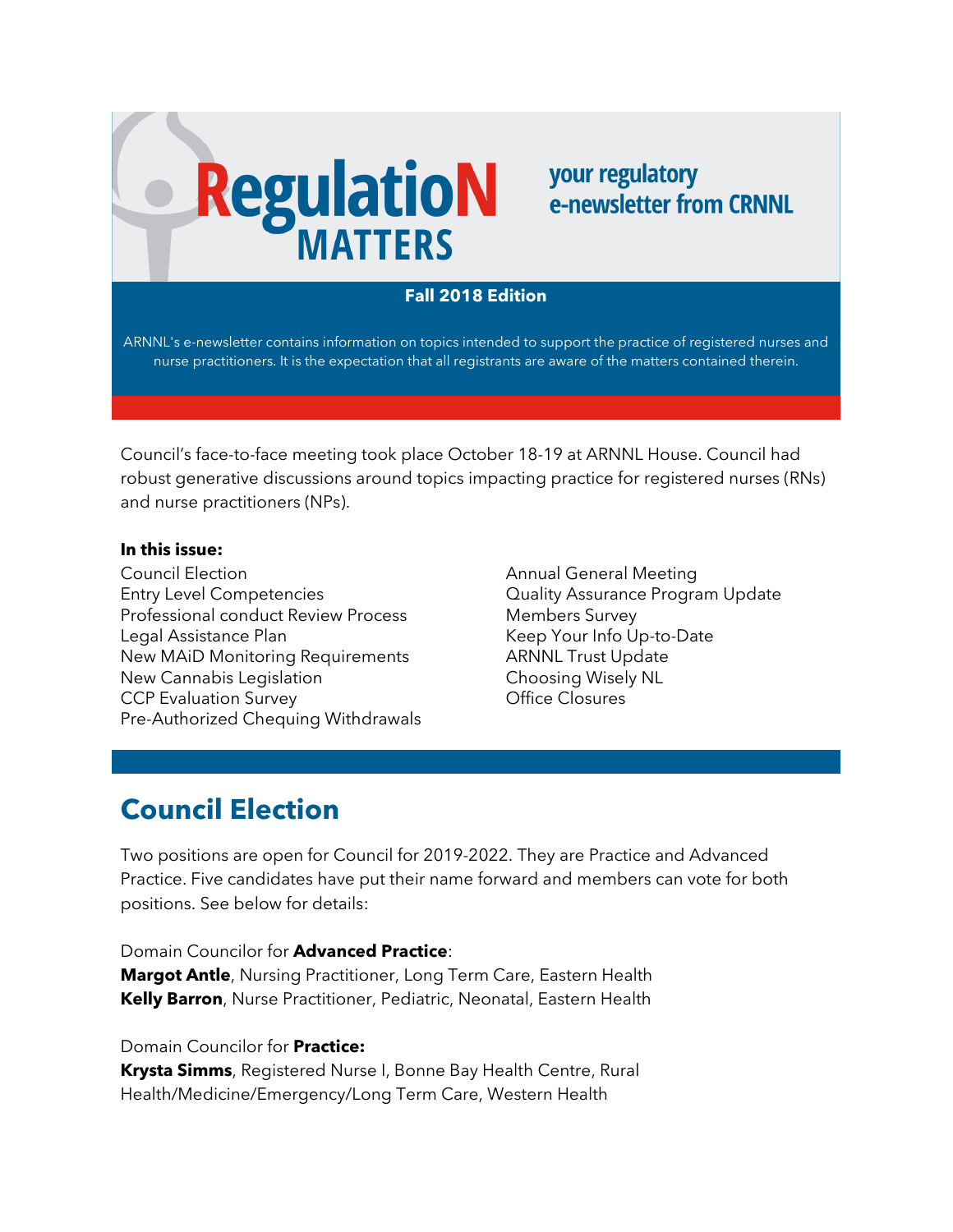# RegulatioN MATTERS

**your regulatory e-newsletter from CRNNL**

**Fall 2018 Edition**

ARNNL's e-newsletter contains information on topics intended to support the practice of registered nurses and nurse practitioners. It is the expectation that all registrants are aware of the matters contained therein.

Council's face-to-face meeting took place October 18-19 at ARNNL House. Council had robust generative discussions around topics impacting practice for registered nurses (RNs) and nurse practitioners (NPs).

**In this issue:**

- Council Election
- Entry Level Competencies
- Professional conduct Review Process
- Legal Assistance Plan
- New MAiD Monitoring Requirements
- New Cannabis Legislation
- CCP Evaluation Survey
- Pre-Authorized Chequing Withdrawals
- Annual General Meeting
- Quality Assurance Program Update
- Members Survey
- Keep Your Info Up-to-Date
- ARNNL Trust Update
- Choosing Wisely NL
- Office Closures

## Council Election

Two positions are open for Council for 2019-2022. They are Practice and Advanced Practice. Five candidates have put their name forward and members can vote for both positions. See below for details:

Domain Councilor for **Advanced Practice**:
**Margot Antle**, Nursing Practitioner, Long Term Care, Eastern Health
**Kelly Barron**, Nurse Practitioner, Pediatric, Neonatal, Eastern Health

Domain Councilor for **Practice:**
**Krysta Simms**, Registered Nurse I, Bonne Bay Health Centre, Rural Health/Medicine/Emergency/Long Term Care, Western Health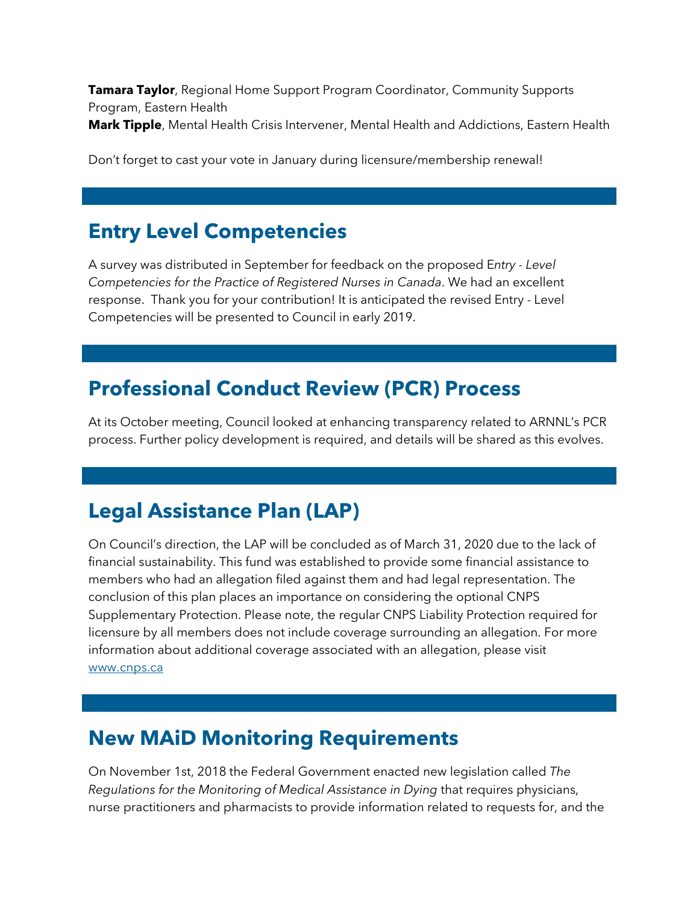**Tamara Taylor**, Regional Home Support Program Coordinator, Community Supports Program, Eastern Health
**Mark Tipple**, Mental Health Crisis Intervener, Mental Health and Addictions, Eastern Health

Don't forget to cast your vote in January during licensure/membership renewal!

## Entry Level Competencies

A survey was distributed in September for feedback on the proposed E*ntry - Level Competencies for the Practice of Registered Nurses in Canada*. We had an excellent response. Thank you for your contribution! It is anticipated the revised Entry - Level Competencies will be presented to Council in early 2019.

## Professional Conduct Review (PCR) Process

At its October meeting, Council looked at enhancing transparency related to ARNNL's PCR process. Further policy development is required, and details will be shared as this evolves.

## Legal Assistance Plan (LAP)

On Council's direction, the LAP will be concluded as of March 31, 2020 due to the lack of financial sustainability. This fund was established to provide some financial assistance to members who had an allegation filed against them and had legal representation. The conclusion of this plan places an importance on considering the optional CNPS Supplementary Protection. Please note, the regular CNPS Liability Protection required for licensure by all members does not include coverage surrounding an allegation. For more information about additional coverage associated with an allegation, please visit www.cnps.ca

## New MAiD Monitoring Requirements

On November 1st, 2018 the Federal Government enacted new legislation called *The Regulations for the Monitoring of Medical Assistance in Dying* that requires physicians, nurse practitioners and pharmacists to provide information related to requests for, and the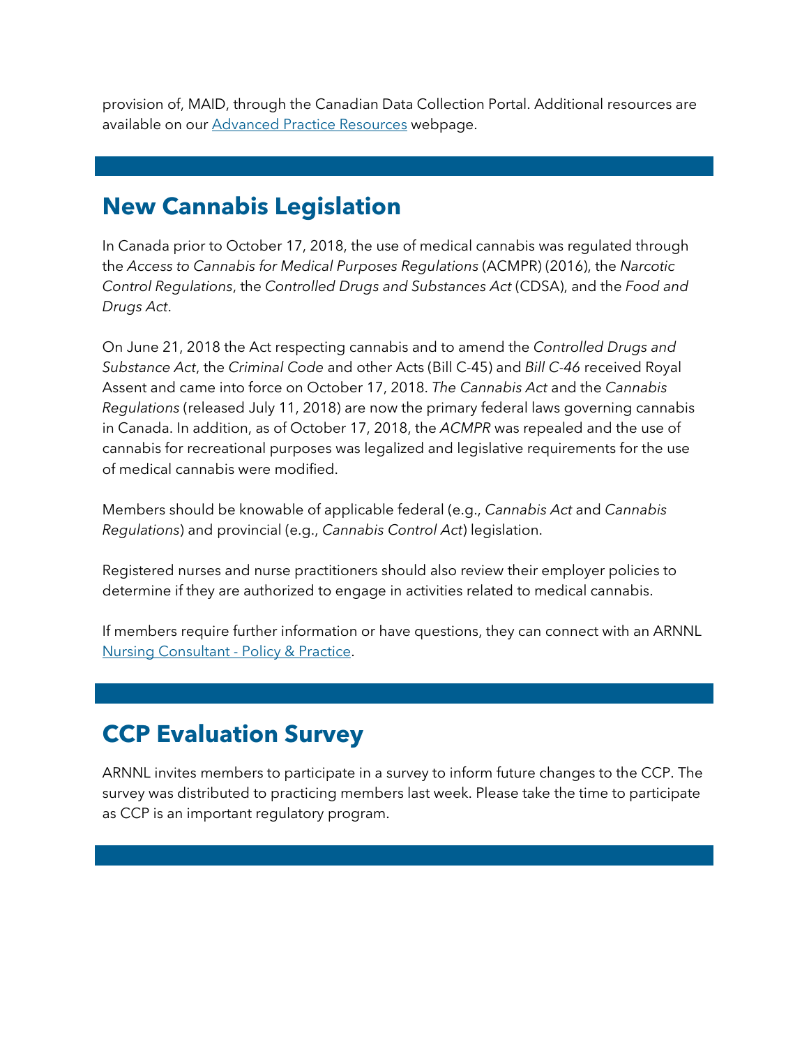provision of, MAID, through the Canadian Data Collection Portal. Additional resources are available on our [Advanced Practice Resources](#) webpage.

## New Cannabis Legislation

In Canada prior to October 17, 2018, the use of medical cannabis was regulated through the *Access to Cannabis for Medical Purposes Regulations* (ACMPR) (2016), the *Narcotic Control Regulations*, the *Controlled Drugs and Substances Act* (CDSA), and the *Food and Drugs Act*.

On June 21, 2018 the Act respecting cannabis and to amend the *Controlled Drugs and Substance Act*, the *Criminal Code* and other Acts (Bill C-45) and *Bill C-46* received Royal Assent and came into force on October 17, 2018. *The Cannabis Act* and the *Cannabis Regulations* (released July 11, 2018) are now the primary federal laws governing cannabis in Canada. In addition, as of October 17, 2018, the *ACMPR* was repealed and the use of cannabis for recreational purposes was legalized and legislative requirements for the use of medical cannabis were modified.

Members should be knowable of applicable federal (e.g., *Cannabis Act* and *Cannabis Regulations*) and provincial (e.g., *Cannabis Control Act*) legislation.

Registered nurses and nurse practitioners should also review their employer policies to determine if they are authorized to engage in activities related to medical cannabis.

If members require further information or have questions, they can connect with an ARNNL [Nursing Consultant - Policy & Practice](#).

## CCP Evaluation Survey

ARNNL invites members to participate in a survey to inform future changes to the CCP. The survey was distributed to practicing members last week. Please take the time to participate as CCP is an important regulatory program.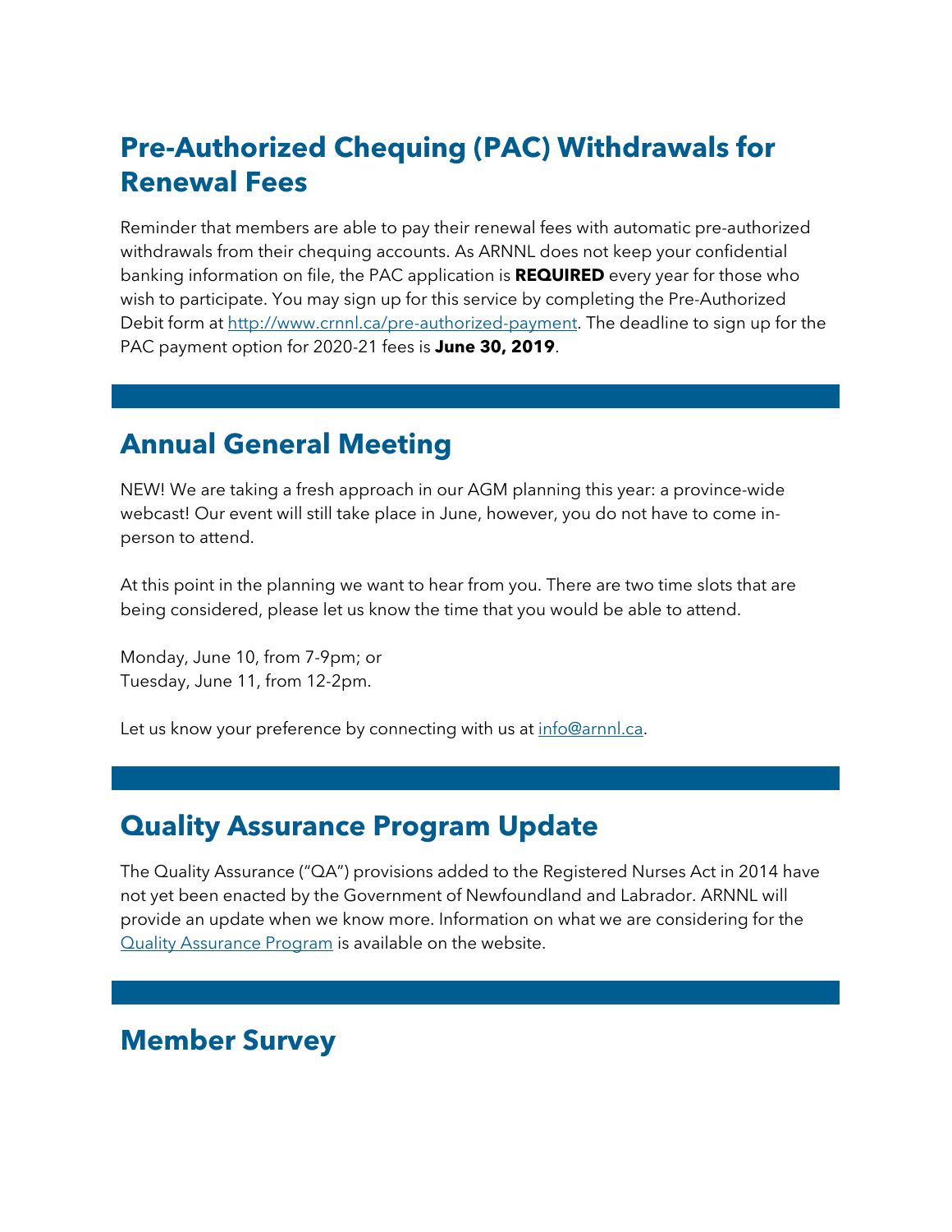## Pre-Authorized Chequing (PAC) Withdrawals for Renewal Fees

Reminder that members are able to pay their renewal fees with automatic pre-authorized withdrawals from their chequing accounts. As ARNNL does not keep your confidential banking information on file, the PAC application is **REQUIRED** every year for those who wish to participate. You may sign up for this service by completing the Pre-Authorized Debit form at [http://www.crnnl.ca/pre-authorized-payment](http://www.crnnl.ca/pre-authorized-payment). The deadline to sign up for the PAC payment option for 2020-21 fees is **June 30, 2019**.

---

## Annual General Meeting

NEW! We are taking a fresh approach in our AGM planning this year: a province-wide webcast! Our event will still take place in June, however, you do not have to come in-person to attend.

At this point in the planning we want to hear from you. There are two time slots that are being considered, please let us know the time that you would be able to attend.

Monday, June 10, from 7-9pm; or
Tuesday, June 11, from 12-2pm.

Let us know your preference by connecting with us at [info@arnnl.ca](mailto:info@arnnl.ca).

---

## Quality Assurance Program Update

The Quality Assurance ("QA") provisions added to the Registered Nurses Act in 2014 have not yet been enacted by the Government of Newfoundland and Labrador. ARNNL will provide an update when we know more. Information on what we are considering for the Quality Assurance Program is available on the website.

---

## Member Survey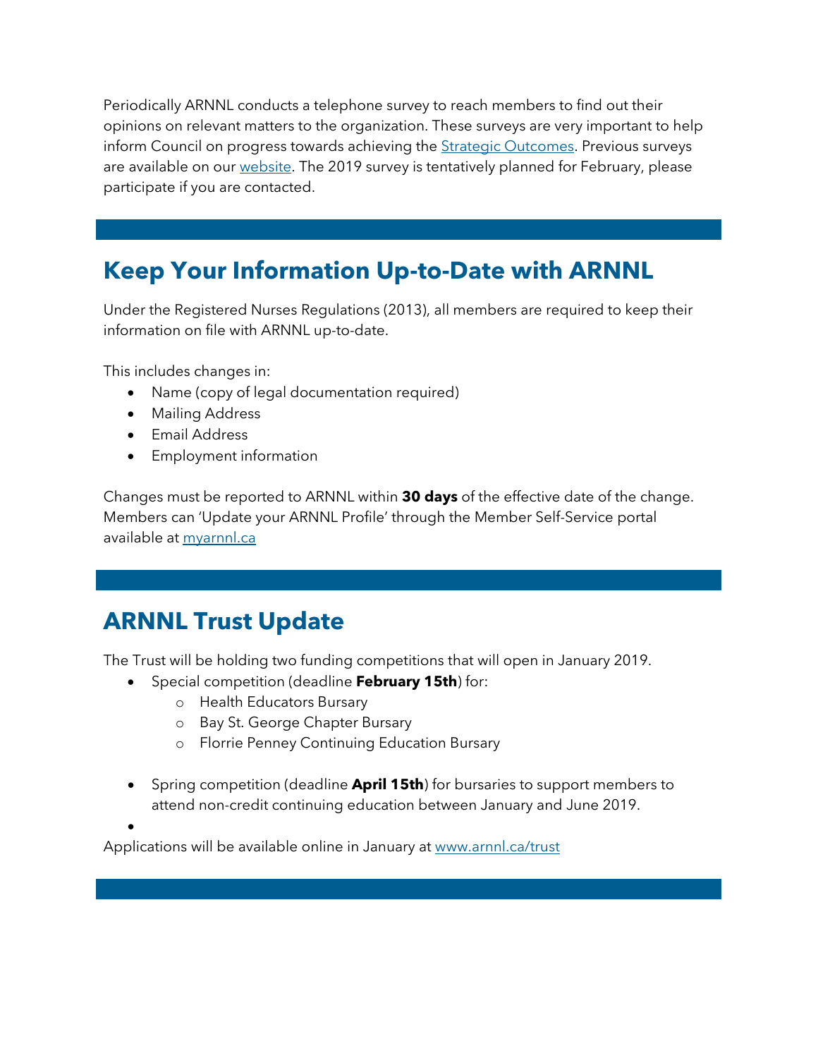Periodically ARNNL conducts a telephone survey to reach members to find out their opinions on relevant matters to the organization. These surveys are very important to help inform Council on progress towards achieving the [Strategic Outcomes](). Previous surveys are available on our [website](). The 2019 survey is tentatively planned for February, please participate if you are contacted.

## Keep Your Information Up-to-Date with ARNNL

Under the Registered Nurses Regulations (2013), all members are required to keep their information on file with ARNNL up-to-date.

This includes changes in:

- Name (copy of legal documentation required)
- Mailing Address
- Email Address
- Employment information

Changes must be reported to ARNNL within **30 days** of the effective date of the change. Members can 'Update your ARNNL Profile' through the Member Self-Service portal available at [myarnnl.ca]()

## ARNNL Trust Update

The Trust will be holding two funding competitions that will open in January 2019.

- Special competition (deadline **February 15th**) for:
  - Health Educators Bursary
  - Bay St. George Chapter Bursary
  - Florrie Penney Continuing Education Bursary
- Spring competition (deadline **April 15th**) for bursaries to support members to attend non-credit continuing education between January and June 2019.

Applications will be available online in January at [www.arnnl.ca/trust]()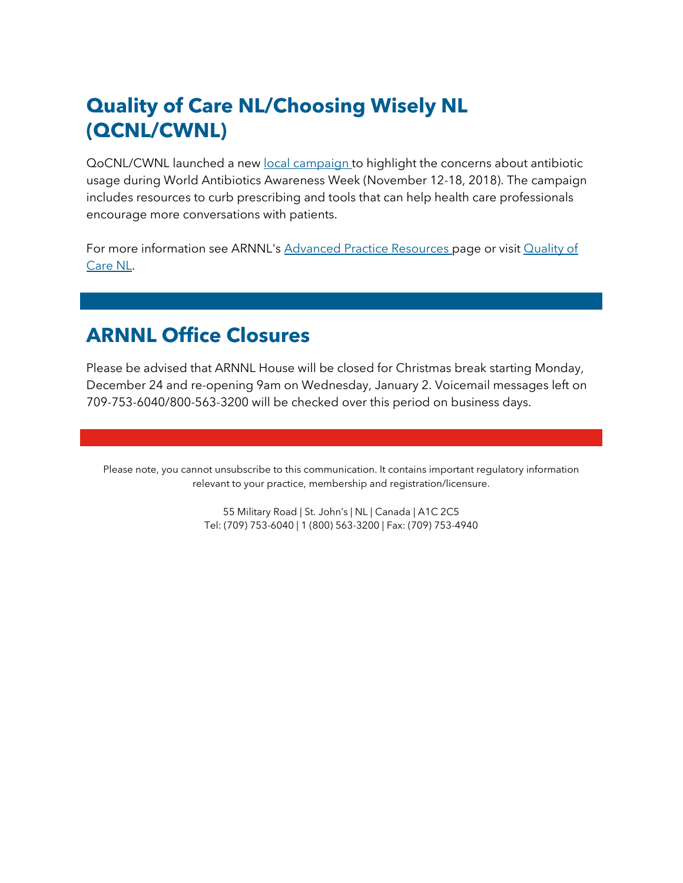## Quality of Care NL/Choosing Wisely NL (QCNL/CWNL)

QoCNL/CWNL launched a new local campaign to highlight the concerns about antibiotic usage during World Antibiotics Awareness Week (November 12-18, 2018). The campaign includes resources to curb prescribing and tools that can help health care professionals encourage more conversations with patients.

For more information see ARNNL's Advanced Practice Resources page or visit Quality of Care NL.

## ARNNL Office Closures

Please be advised that ARNNL House will be closed for Christmas break starting Monday, December 24 and re-opening 9am on Wednesday, January 2. Voicemail messages left on 709-753-6040/800-563-3200 will be checked over this period on business days.

Please note, you cannot unsubscribe to this communication. It contains important regulatory information relevant to your practice, membership and registration/licensure.

55 Military Road | St. John's | NL | Canada | A1C 2C5
Tel: (709) 753-6040 | 1 (800) 563-3200 | Fax: (709) 753-4940